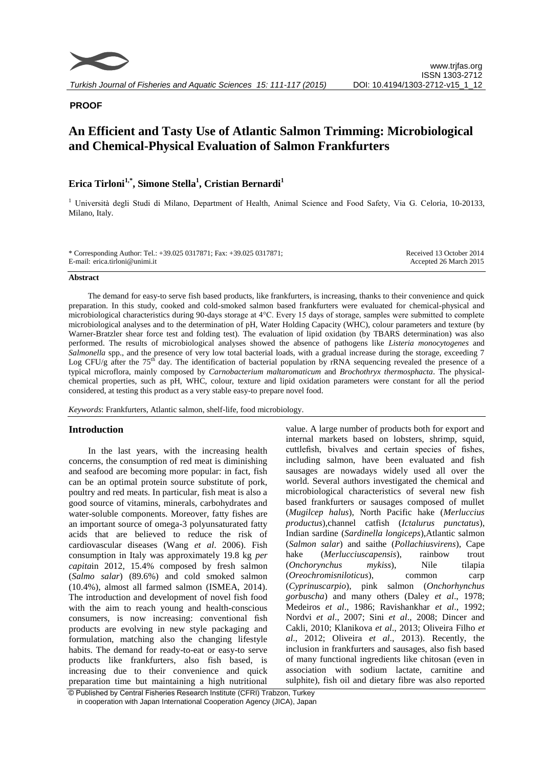**PROOF**

# An Efficient and Tasty Use of Atlantic Salmon Trimming: Microbiological and Chemical-Physical Evaluation of Salmon Frankfurters

**Erica Tirloni[1,*], Simone Stella[1], Cristian Bernardi[1]**

[1] Università degli Studi di Milano, Department of Health, Animal Science and Food Safety, Via G. Celoria, 10-20133, Milano, Italy.

\* Corresponding Author: Tel.: +39.025 0317871; Fax: +39.025 0317871; E-mail: erica.tirloni@unimi.it

Received 13 October 2014
Accepted 26 March 2015

## Abstract

The demand for easy-to serve fish based products, like frankfurters, is increasing, thanks to their convenience and quick preparation. In this study, cooked and cold-smoked salmon based frankfurters were evaluated for chemical-physical and microbiological characteristics during 90-days storage at 4°C. Every 15 days of storage, samples were submitted to complete microbiological analyses and to the determination of pH, Water Holding Capacity (WHC), colour parameters and texture (by Warner-Bratzler shear force test and folding test). The evaluation of lipid oxidation (by TBARS determination) was also performed. The results of microbiological analyses showed the absence of pathogens like *Listeria monocytogenes* and *Salmonella* spp., and the presence of very low total bacterial loads, with a gradual increase during the storage, exceeding 7 Log CFU/g after the 75th day. The identification of bacterial population by rRNA sequencing revealed the presence of a typical microflora, mainly composed by *Carnobacterium maltaromaticum* and *Brochothryx thermosphacta*. The physical-chemical properties, such as pH, WHC, colour, texture and lipid oxidation parameters were constant for all the period considered, at testing this product as a very stable easy-to prepare novel food.

*Keywords*: Frankfurters, Atlantic salmon, shelf-life, food microbiology.

## Introduction

In the last years, with the increasing health concerns, the consumption of red meat is diminishing and seafood are becoming more popular: in fact, fish can be an optimal protein source substitute of pork, poultry and red meats. In particular, fish meat is also a good source of vitamins, minerals, carbohydrates and water-soluble components. Moreover, fatty fishes are an important source of omega-3 polyunsaturated fatty acids that are believed to reduce the risk of cardiovascular diseases (Wang *et al*. 2006). Fish consumption in Italy was approximately 19.8 kg *per capita*in 2012, 15.4% composed by fresh salmon (*Salmo salar*) (89.6%) and cold smoked salmon (10.4%), almost all farmed salmon (ISMEA, 2014). The introduction and development of novel fish food with the aim to reach young and health-conscious consumers, is now increasing: conventional fish products are evolving in new style packaging and formulation, matching also the changing lifestyle habits. The demand for ready-to-eat or easy-to serve products like frankfurters, also fish based, is increasing due to their convenience and quick preparation time but maintaining a high nutritional value. A large number of products both for export and internal markets based on lobsters, shrimp, squid, cuttlefish, bivalves and certain species of fishes, including salmon, have been evaluated and fish sausages are nowadays widely used all over the world. Several authors investigated the chemical and microbiological characteristics of several new fish based frankfurters or sausages composed of mullet (*Mugilcep halus*), North Pacific hake (*Merluccius productus*),channel catfish (*Ictalurus punctatus*), Indian sardine (*Sardinella longiceps*),Atlantic salmon (*Salmon salar*) and saithe (*Pollachiusvirens*), Cape hake (*Merlucciuscapensis*), rainbow trout (*Onchorynchus mykiss*), Nile tilapia (*Oreochromisniloticus*), common carp (*Cyprinuscarpio*), pink salmon (*Onchorhynchus gorbuscha*) and many others (Daley *et al*., 1978; Medeiros *et al*., 1986; Ravishankhar *et al*., 1992; Nordvi *et al*., 2007; Sini *et al*., 2008; Dincer and Cakli, 2010; Klanikova *et al*., 2013; Oliveira Filho *et al*., 2012; Oliveira *et al*., 2013). Recently, the inclusion in frankfurters and sausages, also fish based of many functional ingredients like chitosan (even in association with sodium lactate, carnitine and sulphite), fish oil and dietary fibre was also reported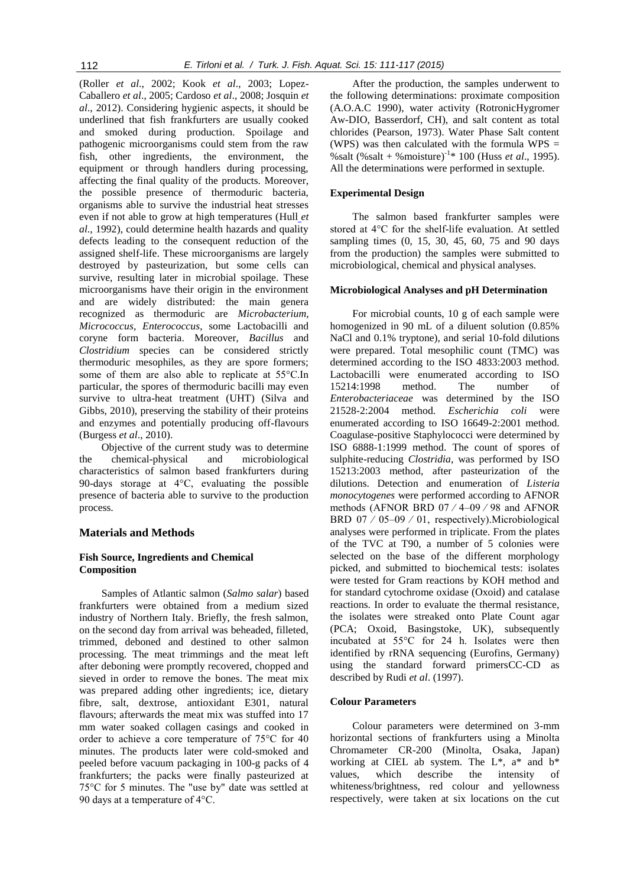(Roller *et al*., 2002; Kook *et al*., 2003; Lopez-Caballero *et al*., 2005; Cardoso *et al*., 2008; Josquin *et al*., 2012). Considering hygienic aspects, it should be underlined that fish frankfurters are usually cooked and smoked during production. Spoilage and pathogenic microorganisms could stem from the raw fish, other ingredients, the environment, the equipment or through handlers during processing, affecting the final quality of the products. Moreover, the possible presence of thermoduric bacteria, organisms able to survive the industrial heat stresses even if not able to grow at high temperatures (Hull *et al*., 1992), could determine health hazards and quality defects leading to the consequent reduction of the assigned shelf-life. These microorganisms are largely destroyed by pasteurization, but some cells can survive, resulting later in microbial spoilage. These microorganisms have their origin in the environment and are widely distributed: the main genera recognized as thermoduric are *Microbacterium*, *Micrococcus*, *Enterococcus*, some Lactobacilli and coryne form bacteria. Moreover, *Bacillus* and *Clostridium* species can be considered strictly thermoduric mesophiles, as they are spore formers; some of them are also able to replicate at 55°C.In particular, the spores of thermoduric bacilli may even survive to ultra-heat treatment (UHT) (Silva and Gibbs, 2010), preserving the stability of their proteins and enzymes and potentially producing off-flavours (Burgess *et al*., 2010).

Objective of the current study was to determine the chemical-physical and microbiological characteristics of salmon based frankfurters during 90-days storage at 4°C, evaluating the possible presence of bacteria able to survive to the production process.

## Materials and Methods

### Fish Source, Ingredients and Chemical Composition

Samples of Atlantic salmon (*Salmo salar*) based frankfurters were obtained from a medium sized industry of Northern Italy. Briefly, the fresh salmon, on the second day from arrival was beheaded, filleted, trimmed, deboned and destined to other salmon processing. The meat trimmings and the meat left after deboning were promptly recovered, chopped and sieved in order to remove the bones. The meat mix was prepared adding other ingredients; ice, dietary fibre, salt, dextrose, antioxidant E301, natural flavours; afterwards the meat mix was stuffed into 17 mm water soaked collagen casings and cooked in order to achieve a core temperature of 75°C for 40 minutes. The products later were cold-smoked and peeled before vacuum packaging in 100-g packs of 4 frankfurters; the packs were finally pasteurized at 75°C for 5 minutes. The "use by" date was settled at 90 days at a temperature of 4°C.

After the production, the samples underwent to the following determinations: proximate composition (A.O.A.C 1990), water activity (RotronicHygromer Aw-DIO, Basserdorf, CH), and salt content as total chlorides (Pearson, 1973). Water Phase Salt content (WPS) was then calculated with the formula WPS = %salt $(\%salt + \%moisture)^{-1} * 100$ (Huss *et al*., 1995). All the determinations were performed in sextuple.

### Experimental Design

The salmon based frankfurter samples were stored at 4°C for the shelf-life evaluation. At settled sampling times (0, 15, 30, 45, 60, 75 and 90 days from the production) the samples were submitted to microbiological, chemical and physical analyses.

### Microbiological Analyses and pH Determination

For microbial counts, 10 g of each sample were homogenized in 90 mL of a diluent solution (0.85% NaCl and 0.1% tryptone), and serial 10-fold dilutions were prepared. Total mesophilic count (TMC) was determined according to the ISO 4833:2003 method. Lactobacilli were enumerated according to ISO 15214:1998 method. The number of *Enterobacteriaceae* was determined by the ISO 21528-2:2004 method. *Escherichia coli* were enumerated according to ISO 16649-2:2001 method. Coagulase-positive Staphylococci were determined by ISO 6888-1:1999 method. The count of spores of sulphite-reducing *Clostridia*, was performed by ISO 15213:2003 method, after pasteurization of the dilutions. Detection and enumeration of *Listeria monocytogenes* were performed according to AFNOR methods (AFNOR BRD 07 ⁄ 4–09 ⁄ 98 and AFNOR BRD 07 ⁄ 05–09 ⁄ 01, respectively).Microbiological analyses were performed in triplicate. From the plates of the TVC at T90, a number of 5 colonies were selected on the base of the different morphology picked, and submitted to biochemical tests: isolates were tested for Gram reactions by KOH method and for standard cytochrome oxidase (Oxoid) and catalase reactions. In order to evaluate the thermal resistance, the isolates were streaked onto Plate Count agar (PCA; Oxoid, Basingstoke, UK), subsequently incubated at 55°C for 24 h. Isolates were then identified by rRNA sequencing (Eurofins, Germany) using the standard forward primersCC-CD as described by Rudi *et al*. (1997).

### Colour Parameters

Colour parameters were determined on 3-mm horizontal sections of frankfurters using a Minolta Chromameter CR-200 (Minolta, Osaka, Japan) working at CIEL ab system. The L*, a* and b* values, which describe the intensity of whiteness/brightness, red colour and yellowness respectively, were taken at six locations on the cut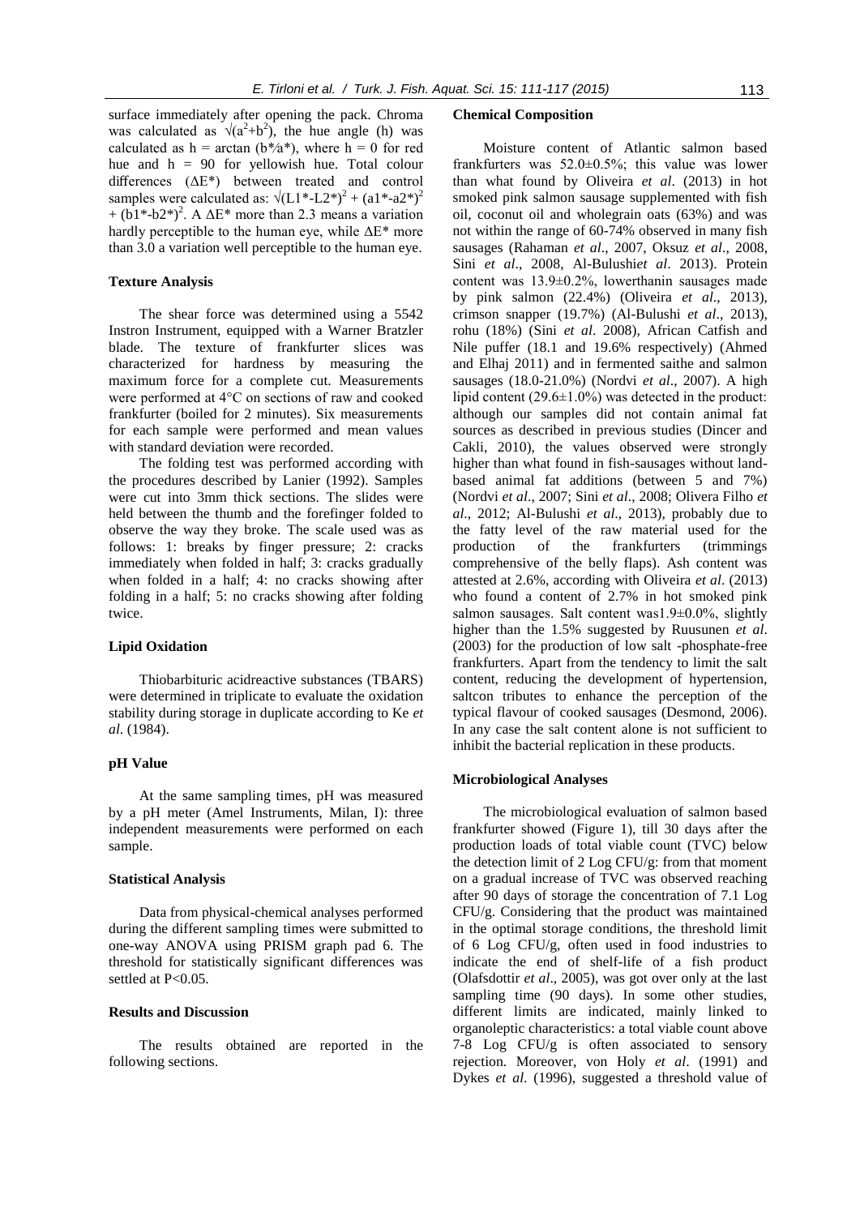surface immediately after opening the pack. Chroma was calculated as $\sqrt{(a^2+b^2)}$, the hue angle (h) was calculated as h = arctan (b*⁄a*), where h = 0 for red hue and h = 90 for yellowish hue. Total colour differences (ΔE*) between treated and control samples were calculated as: $\sqrt{(L1^*-L2^*)^2 + (a1^*-a2^*)^2 + (b1^*-b2^*)^2}$. A ΔE* more than 2.3 means a variation hardly perceptible to the human eye, while ΔE* more than 3.0 a variation well perceptible to the human eye.

### Texture Analysis

The shear force was determined using a 5542 Instron Instrument, equipped with a Warner Bratzler blade. The texture of frankfurter slices was characterized for hardness by measuring the maximum force for a complete cut. Measurements were performed at 4°C on sections of raw and cooked frankfurter (boiled for 2 minutes). Six measurements for each sample were performed and mean values with standard deviation were recorded.

The folding test was performed according with the procedures described by Lanier (1992). Samples were cut into 3mm thick sections. The slides were held between the thumb and the forefinger folded to observe the way they broke. The scale used was as follows: 1: breaks by finger pressure; 2: cracks immediately when folded in half; 3: cracks gradually when folded in a half; 4: no cracks showing after folding in a half; 5: no cracks showing after folding twice.

### Lipid Oxidation

Thiobarbituric acidreactive substances (TBARS) were determined in triplicate to evaluate the oxidation stability during storage in duplicate according to Ke *et al*. (1984).

### pH Value

At the same sampling times, pH was measured by a pH meter (Amel Instruments, Milan, I): three independent measurements were performed on each sample.

### Statistical Analysis

Data from physical-chemical analyses performed during the different sampling times were submitted to one-way ANOVA using PRISM graph pad 6. The threshold for statistically significant differences was settled at $P<0.05$.

## Results and Discussion

The results obtained are reported in the following sections.

### Chemical Composition

Moisture content of Atlantic salmon based frankfurters was 52.0±0.5%; this value was lower than what found by Oliveira *et al*. (2013) in hot smoked pink salmon sausage supplemented with fish oil, coconut oil and wholegrain oats (63%) and was not within the range of 60-74% observed in many fish sausages (Rahaman *et al*., 2007, Oksuz *et al*., 2008, Sini *et al*., 2008, Al-Bulushi*et al*. 2013). Protein content was 13.9±0.2%, lowerthanin sausages made by pink salmon (22.4%) (Oliveira *et al*., 2013), crimson snapper (19.7%) (Al-Bulushi *et al*., 2013), rohu (18%) (Sini *et al*. 2008), African Catfish and Nile puffer (18.1 and 19.6% respectively) (Ahmed and Elhaj 2011) and in fermented saithe and salmon sausages (18.0-21.0%) (Nordvi *et al*., 2007). A high lipid content (29.6±1.0%) was detected in the product: although our samples did not contain animal fat sources as described in previous studies (Dincer and Cakli, 2010), the values observed were strongly higher than what found in fish-sausages without land-based animal fat additions (between 5 and 7%) (Nordvi *et al*., 2007; Sini *et al*., 2008; Olivera Filho *et al*., 2012; Al-Bulushi *et al*., 2013), probably due to the fatty level of the raw material used for the production of the frankfurters (trimmings comprehensive of the belly flaps). Ash content was attested at 2.6%, according with Oliveira *et al*. (2013) who found a content of 2.7% in hot smoked pink salmon sausages. Salt content was1.9±0.0%, slightly higher than the 1.5% suggested by Ruusunen *et al*. (2003) for the production of low salt -phosphate-free frankfurters. Apart from the tendency to limit the salt content, reducing the development of hypertension, saltcon tributes to enhance the perception of the typical flavour of cooked sausages (Desmond, 2006). In any case the salt content alone is not sufficient to inhibit the bacterial replication in these products.

### Microbiological Analyses

The microbiological evaluation of salmon based frankfurter showed (Figure 1), till 30 days after the production loads of total viable count (TVC) below the detection limit of 2 Log CFU/g: from that moment on a gradual increase of TVC was observed reaching after 90 days of storage the concentration of 7.1 Log CFU/g. Considering that the product was maintained in the optimal storage conditions, the threshold limit of 6 Log CFU/g, often used in food industries to indicate the end of shelf-life of a fish product (Olafsdottir *et al*., 2005), was got over only at the last sampling time (90 days). In some other studies, different limits are indicated, mainly linked to organoleptic characteristics: a total viable count above 7-8 Log CFU/g is often associated to sensory rejection. Moreover, von Holy *et al*. (1991) and Dykes *et al*. (1996), suggested a threshold value of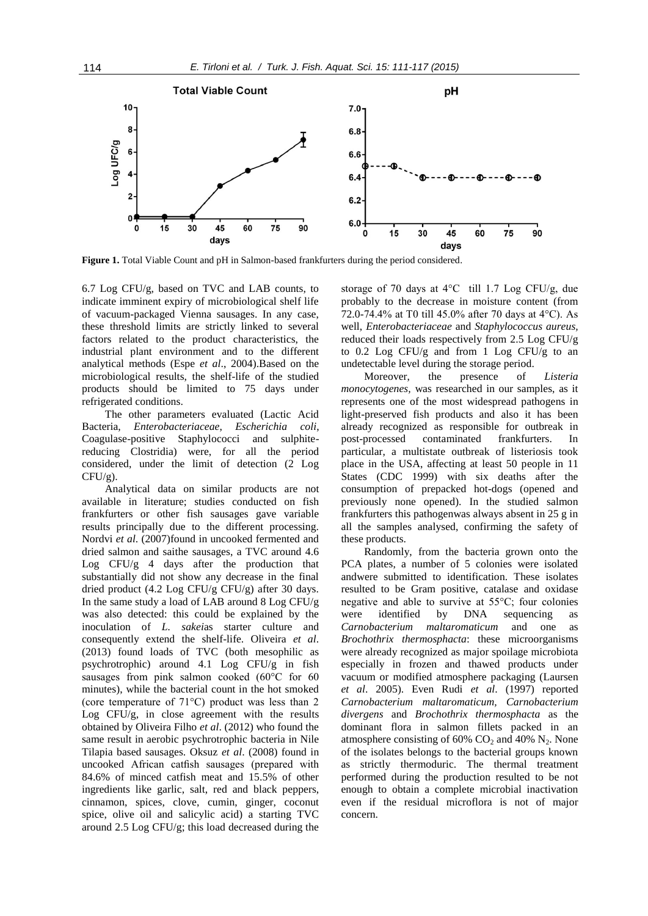**Figure 1.** Total Viable Count and pH in Salmon-based frankfurters during the period considered.

6.7 Log CFU/g, based on TVC and LAB counts, to indicate imminent expiry of microbiological shelf life of vacuum-packaged Vienna sausages. In any case, these threshold limits are strictly linked to several factors related to the product characteristics, the industrial plant environment and to the different analytical methods (Espe *et al*., 2004).Based on the microbiological results, the shelf-life of the studied products should be limited to 75 days under refrigerated conditions.

The other parameters evaluated (Lactic Acid Bacteria, *Enterobacteriaceae*, *Escherichia coli*, Coagulase-positive Staphylococci and sulphite-reducing Clostridia) were, for all the period considered, under the limit of detection (2 Log CFU/g).

Analytical data on similar products are not available in literature; studies conducted on fish frankfurters or other fish sausages gave variable results principally due to the different processing. Nordvi *et al*. (2007)found in uncooked fermented and dried salmon and saithe sausages, a TVC around 4.6 Log CFU/g 4 days after the production that substantially did not show any decrease in the final dried product (4.2 Log CFU/g CFU/g) after 30 days. In the same study a load of LAB around 8 Log CFU/g was also detected: this could be explained by the inoculation of *L. sakei*as starter culture and consequently extend the shelf-life. Oliveira *et al*. (2013) found loads of TVC (both mesophilic as psychrotrophic) around 4.1 Log CFU/g in fish sausages from pink salmon cooked (60°C for 60 minutes), while the bacterial count in the hot smoked (core temperature of 71°C) product was less than 2 Log CFU/g, in close agreement with the results obtained by Oliveira Filho *et al*. (2012) who found the same result in aerobic psychrotrophic bacteria in Nile Tilapia based sausages. Oksuz *et al*. (2008) found in uncooked African catfish sausages (prepared with 84.6% of minced catfish meat and 15.5% of other ingredients like garlic, salt, red and black peppers, cinnamon, spices, clove, cumin, ginger, coconut spice, olive oil and salicylic acid) a starting TVC around 2.5 Log CFU/g; this load decreased during the storage of 70 days at 4°C till 1.7 Log CFU/g, due probably to the decrease in moisture content (from 72.0-74.4% at T0 till 45.0% after 70 days at 4°C). As well, *Enterobacteriaceae* and *Staphylococcus aureus,* reduced their loads respectively from 2.5 Log CFU/g to 0.2 Log CFU/g and from 1 Log CFU/g to an undetectable level during the storage period.

Moreover, the presence of *Listeria monocytogenes*, was researched in our samples, as it represents one of the most widespread pathogens in light-preserved fish products and also it has been already recognized as responsible for outbreak in post-processed contaminated frankfurters. In particular, a multistate outbreak of listeriosis took place in the USA, affecting at least 50 people in 11 States (CDC 1999) with six deaths after the consumption of prepacked hot-dogs (opened and previously none opened). In the studied salmon frankfurters this pathogenwas always absent in 25 g in all the samples analysed, confirming the safety of these products.

Randomly, from the bacteria grown onto the PCA plates, a number of 5 colonies were isolated andwere submitted to identification. These isolates resulted to be Gram positive, catalase and oxidase negative and able to survive at 55°C; four colonies were identified by DNA sequencing as *Carnobacterium maltaromaticum* and one as *Brochothrix thermosphacta*: these microorganisms were already recognized as major spoilage microbiota especially in frozen and thawed products under vacuum or modified atmosphere packaging (Laursen *et al*. 2005). Even Rudi *et al*. (1997) reported *Carnobacterium maltaromaticum, Carnobacterium divergens* and *Brochothrix thermosphacta* as the dominant flora in salmon fillets packed in an atmosphere consisting of 60% $CO_2$ and 40% $N_2$. None of the isolates belongs to the bacterial groups known as strictly thermoduric. The thermal treatment performed during the production resulted to be not enough to obtain a complete microbial inactivation even if the residual microflora is not of major concern.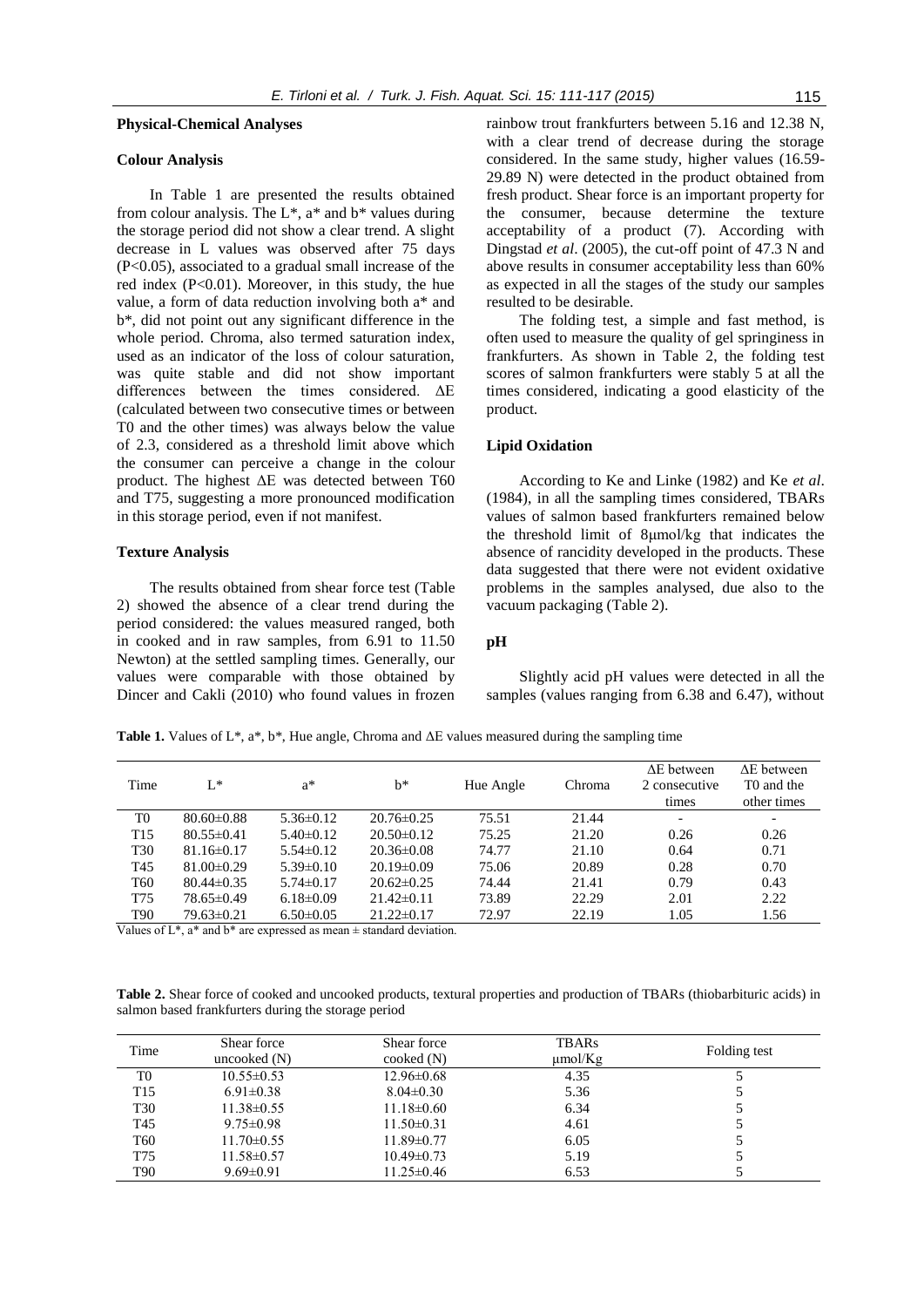### Physical-Chemical Analyses

#### Colour Analysis

In Table 1 are presented the results obtained from colour analysis. The L*, a* and b* values during the storage period did not show a clear trend. A slight decrease in L values was observed after 75 days ($P<0.05$), associated to a gradual small increase of the red index ($P<0.01$). Moreover, in this study, the hue value, a form of data reduction involving both a* and b*, did not point out any significant difference in the whole period. Chroma, also termed saturation index, used as an indicator of the loss of colour saturation, was quite stable and did not show important differences between the times considered. ΔE (calculated between two consecutive times or between T0 and the other times) was always below the value of 2.3, considered as a threshold limit above which the consumer can perceive a change in the colour product. The highest ΔE was detected between T60 and T75, suggesting a more pronounced modification in this storage period, even if not manifest.

#### Texture Analysis

The results obtained from shear force test (Table 2) showed the absence of a clear trend during the period considered: the values measured ranged, both in cooked and in raw samples, from 6.91 to 11.50 Newton) at the settled sampling times. Generally, our values were comparable with those obtained by Dincer and Cakli (2010) who found values in frozen rainbow trout frankfurters between 5.16 and 12.38 N, with a clear trend of decrease during the storage considered. In the same study, higher values (16.59-29.89 N) were detected in the product obtained from fresh product. Shear force is an important property for the consumer, because determine the texture acceptability of a product (7). According with Dingstad *et al*. (2005), the cut-off point of 47.3 N and above results in consumer acceptability less than 60% as expected in all the stages of the study our samples resulted to be desirable.

The folding test, a simple and fast method, is often used to measure the quality of gel springiness in frankfurters. As shown in Table 2, the folding test scores of salmon frankfurters were stably 5 at all the times considered, indicating a good elasticity of the product.

#### Lipid Oxidation

According to Ke and Linke (1982) and Ke *et al*. (1984), in all the sampling times considered, TBARs values of salmon based frankfurters remained below the threshold limit of 8μmol/kg that indicates the absence of rancidity developed in the products. These data suggested that there were not evident oxidative problems in the samples analysed, due also to the vacuum packaging (Table 2).

#### pH

Slightly acid pH values were detected in all the samples (values ranging from 6.38 and 6.47), without

**Table 1.** Values of L*, a*, b*, Hue angle, Chroma and ΔE values measured during the sampling time

| Time | L* | a* | b* | Hue Angle | Chroma | ΔE between 2 consecutive times | ΔE between T0 and the other times |
|---|---|---|---|---|---|---|---|
| T0 | 80.60±0.88 | 5.36±0.12 | 20.76±0.25 | 75.51 | 21.44 | - | - |
| T15 | 80.55±0.41 | 5.40±0.12 | 20.50±0.12 | 75.25 | 21.20 | 0.26 | 0.26 |
| T30 | 81.16±0.17 | 5.54±0.12 | 20.36±0.08 | 74.77 | 21.10 | 0.64 | 0.71 |
| T45 | 81.00±0.29 | 5.39±0.10 | 20.19±0.09 | 75.06 | 20.89 | 0.28 | 0.70 |
| T60 | 80.44±0.35 | 5.74±0.17 | 20.62±0.25 | 74.44 | 21.41 | 0.79 | 0.43 |
| T75 | 78.65±0.49 | 6.18±0.09 | 21.42±0.11 | 73.89 | 22.29 | 2.01 | 2.22 |
| T90 | 79.63±0.21 | 6.50±0.05 | 21.22±0.17 | 72.97 | 22.19 | 1.05 | 1.56 |

Values of L*, a* and b* are expressed as mean ± standard deviation.

**Table 2.** Shear force of cooked and uncooked products, textural properties and production of TBARs (thiobarbituric acids) in salmon based frankfurters during the storage period

| Time | Shear force uncooked (N) | Shear force cooked (N) | TBARs μmol/Kg | Folding test |
|---|---|---|---|---|
| T0 | 10.55±0.53 | 12.96±0.68 | 4.35 | 5 |
| T15 | 6.91±0.38 | 8.04±0.30 | 5.36 | 5 |
| T30 | 11.38±0.55 | 11.18±0.60 | 6.34 | 5 |
| T45 | 9.75±0.98 | 11.50±0.31 | 4.61 | 5 |
| T60 | 11.70±0.55 | 11.89±0.77 | 6.05 | 5 |
| T75 | 11.58±0.57 | 10.49±0.73 | 5.19 | 5 |
| T90 | 9.69±0.91 | 11.25±0.46 | 6.53 | 5 |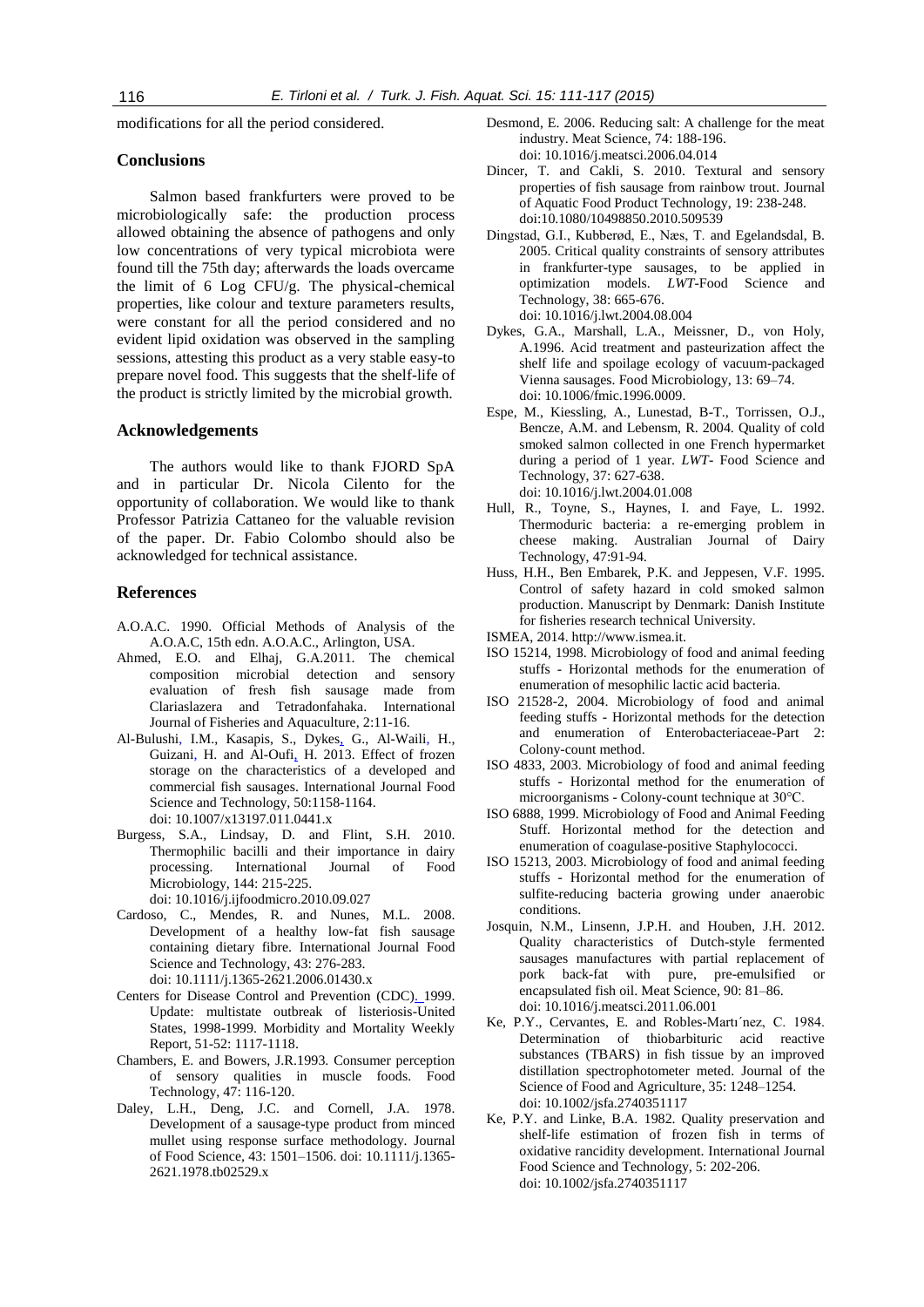modifications for all the period considered.

## Conclusions

Salmon based frankfurters were proved to be microbiologically safe: the production process allowed obtaining the absence of pathogens and only low concentrations of very typical microbiota were found till the 75th day; afterwards the loads overcame the limit of 6 Log CFU/g. The physical-chemical properties, like colour and texture parameters results, were constant for all the period considered and no evident lipid oxidation was observed in the sampling sessions, attesting this product as a very stable easy-to prepare novel food. This suggests that the shelf-life of the product is strictly limited by the microbial growth.

## Acknowledgements

The authors would like to thank FJORD SpA and in particular Dr. Nicola Cilento for the opportunity of collaboration. We would like to thank Professor Patrizia Cattaneo for the valuable revision of the paper. Dr. Fabio Colombo should also be acknowledged for technical assistance.

## References

A.O.A.C. 1990. Official Methods of Analysis of the A.O.A.C, 15th edn. A.O.A.C., Arlington, USA.

Ahmed, E.O. and Elhaj, G.A.2011. The chemical composition microbial detection and sensory evaluation of fresh fish sausage made from Clariaslazera and Tetradonfahaka. International Journal of Fisheries and Aquaculture, 2:11-16.

Al-Bulushi, I.M., Kasapis, S., Dykes, G., Al-Waili, H., Guizani, H. and Al-Oufi, H. 2013. Effect of frozen storage on the characteristics of a developed and commercial fish sausages. International Journal Food Science and Technology, 50:1158-1164. doi: 10.1007/x13197.011.0441.x

Burgess, S.A., Lindsay, D. and Flint, S.H. 2010. Thermophilic bacilli and their importance in dairy processing. International Journal of Food Microbiology, 144: 215-225. doi: 10.1016/j.ijfoodmicro.2010.09.027

Cardoso, C., Mendes, R. and Nunes, M.L. 2008. Development of a healthy low-fat fish sausage containing dietary fibre. International Journal Food Science and Technology, 43: 276-283. doi: 10.1111/j.1365-2621.2006.01430.x

Centers for Disease Control and Prevention (CDC). 1999. Update: multistate outbreak of listeriosis-United States, 1998-1999. Morbidity and Mortality Weekly Report, 51-52: 1117-1118.

Chambers, E. and Bowers, J.R.1993. Consumer perception of sensory qualities in muscle foods. Food Technology, 47: 116-120.

Daley, L.H., Deng, J.C. and Cornell, J.A. 1978. Development of a sausage-type product from minced mullet using response surface methodology. Journal of Food Science, 43: 1501–1506. doi: 10.1111/j.1365-2621.1978.tb02529.x

Desmond, E. 2006. Reducing salt: A challenge for the meat industry. Meat Science, 74: 188-196. doi: 10.1016/j.meatsci.2006.04.014

Dincer, T. and Cakli, S. 2010. Textural and sensory properties of fish sausage from rainbow trout. Journal of Aquatic Food Product Technology, 19: 238-248. doi:10.1080/10498850.2010.509539

Dingstad, G.I., Kubberød, E., Næs, T. and Egelandsdal, B. 2005. Critical quality constraints of sensory attributes in frankfurter-type sausages, to be applied in optimization models. *LWT*-Food Science and Technology, 38: 665-676. doi: 10.1016/j.lwt.2004.08.004

Dykes, G.A., Marshall, L.A., Meissner, D., von Holy, A.1996. Acid treatment and pasteurization affect the shelf life and spoilage ecology of vacuum-packaged Vienna sausages. Food Microbiology, 13: 69–74. doi: 10.1006/fmic.1996.0009.

Espe, M., Kiessling, A., Lunestad, B-T., Torrissen, O.J., Bencze, A.M. and Lebensm, R. 2004. Quality of cold smoked salmon collected in one French hypermarket during a period of 1 year. *LWT*- Food Science and Technology, 37: 627-638. doi: 10.1016/j.lwt.2004.01.008

Hull, R., Toyne, S., Haynes, I. and Faye, L. 1992. Thermoduric bacteria: a re-emerging problem in cheese making. Australian Journal of Dairy Technology, 47:91-94.

Huss, H.H., Ben Embarek, P.K. and Jeppesen, V.F. 1995. Control of safety hazard in cold smoked salmon production. Manuscript by Denmark: Danish Institute for fisheries research technical University.

ISMEA, 2014. http://www.ismea.it.

ISO 15214, 1998. Microbiology of food and animal feeding stuffs - Horizontal methods for the enumeration of enumeration of mesophilic lactic acid bacteria.

ISO 21528-2, 2004. Microbiology of food and animal feeding stuffs - Horizontal methods for the detection and enumeration of Enterobacteriaceae-Part 2: Colony-count method.

ISO 4833, 2003. Microbiology of food and animal feeding stuffs - Horizontal method for the enumeration of microorganisms - Colony-count technique at 30°C.

ISO 6888, 1999. Microbiology of Food and Animal Feeding Stuff. Horizontal method for the detection and enumeration of coagulase-positive Staphylococci.

ISO 15213, 2003. Microbiology of food and animal feeding stuffs - Horizontal method for the enumeration of sulfite-reducing bacteria growing under anaerobic conditions.

Josquin, N.M., Linsenn, J.P.H. and Houben, J.H. 2012. Quality characteristics of Dutch-style fermented sausages manufactures with partial replacement of pork back-fat with pure, pre-emulsified or encapsulated fish oil. Meat Science, 90: 81–86. doi: 10.1016/j.meatsci.2011.06.001

Ke, P.Y., Cervantes, E. and Robles-Martı´nez, C. 1984. Determination of thiobarbituric acid reactive substances (TBARS) in fish tissue by an improved distillation spectrophotometer meted. Journal of the Science of Food and Agriculture, 35: 1248–1254. doi: 10.1002/jsfa.2740351117

Ke, P.Y. and Linke, B.A. 1982. Quality preservation and shelf-life estimation of frozen fish in terms of oxidative rancidity development. International Journal Food Science and Technology, 5: 202-206. doi: 10.1002/jsfa.2740351117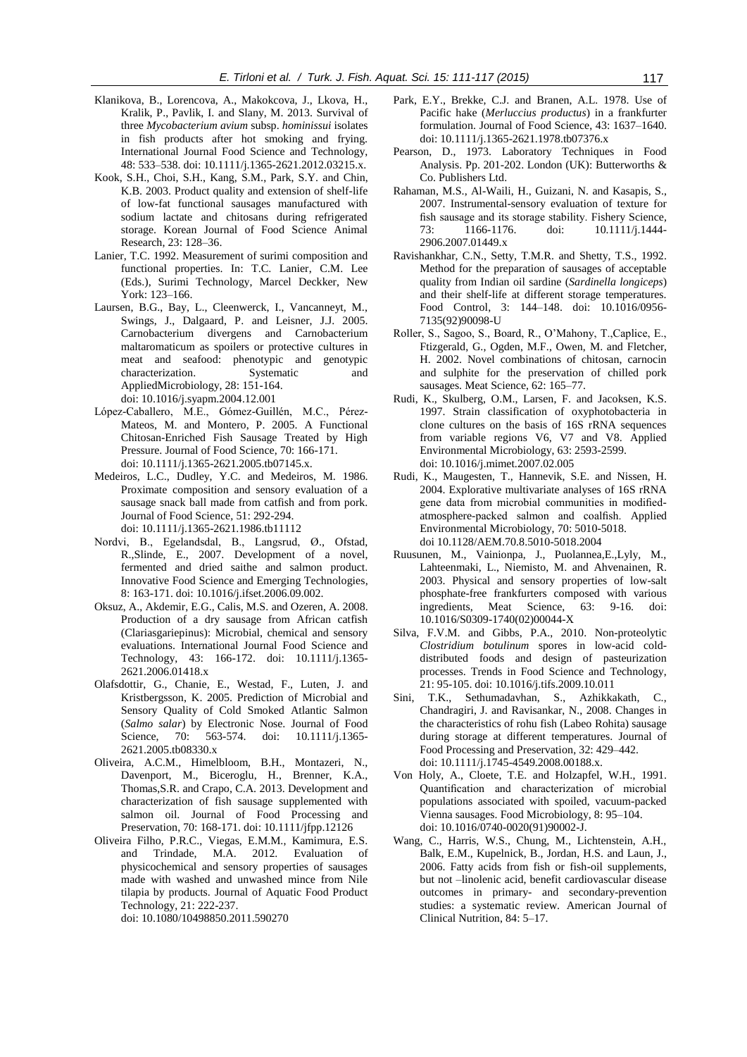Klanikova, B., Lorencova, A., Makokcova, J., Lkova, H., Kralik, P., Pavlik, I. and Slany, M. 2013. Survival of three *Mycobacterium avium* subsp. *hominissui* isolates in fish products after hot smoking and frying. International Journal Food Science and Technology, 48: 533–538. doi: 10.1111/j.1365-2621.2012.03215.x.

Kook, S.H., Choi, S.H., Kang, S.M., Park, S.Y. and Chin, K.B. 2003. Product quality and extension of shelf-life of low-fat functional sausages manufactured with sodium lactate and chitosans during refrigerated storage. Korean Journal of Food Science Animal Research, 23: 128–36.

Lanier, T.C. 1992. Measurement of surimi composition and functional properties. In: T.C. Lanier, C.M. Lee (Eds.), Surimi Technology, Marcel Deckker, New York: 123–166.

Laursen, B.G., Bay, L., Cleenwerck, I., Vancanneyt, M., Swings, J., Dalgaard, P. and Leisner, J.J. 2005. Carnobacterium divergens and Carnobacterium maltaromaticum as spoilers or protective cultures in meat and seafood: phenotypic and genotypic characterization. Systematic and AppliedMicrobiology, 28: 151-164. doi: 10.1016/j.syapm.2004.12.001

López-Caballero, M.E., Gómez-Guillén, M.C., Pérez-Mateos, M. and Montero, P. 2005. A Functional Chitosan-Enriched Fish Sausage Treated by High Pressure. Journal of Food Science, 70: 166-171. doi: 10.1111/j.1365-2621.2005.tb07145.x.

Medeiros, L.C., Dudley, Y.C. and Medeiros, M. 1986. Proximate composition and sensory evaluation of a sausage snack ball made from catfish and from pork. Journal of Food Science, 51: 292-294. doi: 10.1111/j.1365-2621.1986.tb11112

Nordvi, B., Egelandsdal, B., Langsrud, Ø., Ofstad, R.,Slinde, E., 2007. Development of a novel, fermented and dried saithe and salmon product. Innovative Food Science and Emerging Technologies, 8: 163-171. doi: 10.1016/j.ifset.2006.09.002.

Oksuz, A., Akdemir, E.G., Calis, M.S. and Ozeren, A. 2008. Production of a dry sausage from African catfish (Clariasgariepinus): Microbial, chemical and sensory evaluations. International Journal Food Science and Technology, 43: 166-172. doi: 10.1111/j.1365-2621.2006.01418.x

Olafsdottir, G., Chanie, E., Westad, F., Luten, J. and Kristbergsson, K. 2005. Prediction of Microbial and Sensory Quality of Cold Smoked Atlantic Salmon (*Salmo salar*) by Electronic Nose. Journal of Food Science, 70: 563-574. doi: 10.1111/j.1365-2621.2005.tb08330.x

Oliveira, A.C.M., Himelbloom, B.H., Montazeri, N., Davenport, M., Biceroglu, H., Brenner, K.A., Thomas,S.R. and Crapo, C.A. 2013. Development and characterization of fish sausage supplemented with salmon oil. Journal of Food Processing and Preservation, 70: 168-171. doi: 10.1111/jfpp.12126

Oliveira Filho, P.R.C., Viegas, E.M.M., Kamimura, E.S. and Trindade, M.A. 2012. Evaluation of physicochemical and sensory properties of sausages made with washed and unwashed mince from Nile tilapia by products. Journal of Aquatic Food Product Technology, 21: 222-237. doi: 10.1080/10498850.2011.590270

Park, E.Y., Brekke, C.J. and Branen, A.L. 1978. Use of Pacific hake (*Merluccius productus*) in a frankfurter formulation. Journal of Food Science, 43: 1637–1640. doi: 10.1111/j.1365-2621.1978.tb07376.x

Pearson, D., 1973. Laboratory Techniques in Food Analysis. Pp. 201-202. London (UK): Butterworths & Co. Publishers Ltd.

Rahaman, M.S., Al-Waili, H., Guizani, N. and Kasapis, S., 2007. Instrumental-sensory evaluation of texture for fish sausage and its storage stability. Fishery Science, 73: 1166-1176. doi: 10.1111/j.1444-2906.2007.01449.x

Ravishankhar, C.N., Setty, T.M.R. and Shetty, T.S., 1992. Method for the preparation of sausages of acceptable quality from Indian oil sardine (*Sardinella longiceps*) and their shelf-life at different storage temperatures. Food Control, 3: 144–148. doi: 10.1016/0956-7135(92)90098-U

Roller, S., Sagoo, S., Board, R., O'Mahony, T.,Caplice, E., Ftizgerald, G., Ogden, M.F., Owen, M. and Fletcher, H. 2002. Novel combinations of chitosan, carnocin and sulphite for the preservation of chilled pork sausages. Meat Science, 62: 165–77.

Rudi, K., Skulberg, O.M., Larsen, F. and Jacoksen, K.S. 1997. Strain classification of oxyphotobacteria in clone cultures on the basis of 16S rRNA sequences from variable regions V6, V7 and V8. Applied Environmental Microbiology, 63: 2593-2599. doi: 10.1016/j.mimet.2007.02.005

Rudi, K., Maugesten, T., Hannevik, S.E. and Nissen, H. 2004. Explorative multivariate analyses of 16S rRNA gene data from microbial communities in modified-atmosphere-packed salmon and coalfish. Applied Environmental Microbiology, 70: 5010-5018. doi 10.1128/AEM.70.8.5010-5018.2004

Ruusunen, M., Vainionpa, J., Puolannea,E.,Lyly, M., Lahteenmaki, L., Niemisto, M. and Ahvenainen, R. 2003. Physical and sensory properties of low-salt phosphate-free frankfurters composed with various ingredients, Meat Science, 63: 9-16. doi: 10.1016/S0309-1740(02)00044-X

Silva, F.V.M. and Gibbs, P.A., 2010. Non-proteolytic *Clostridium botulinum* spores in low-acid cold-distributed foods and design of pasteurization processes. Trends in Food Science and Technology, 21: 95-105. doi: 10.1016/j.tifs.2009.10.011

Sini, T.K., Sethumadavhan, S., Azhikkakath, C., Chandragiri, J. and Ravisankar, N., 2008. Changes in the characteristics of rohu fish (Labeo Rohita) sausage during storage at different temperatures. Journal of Food Processing and Preservation, 32: 429–442. doi: 10.1111/j.1745-4549.2008.00188.x.

Von Holy, A., Cloete, T.E. and Holzapfel, W.H., 1991. Quantification and characterization of microbial populations associated with spoiled, vacuum-packed Vienna sausages. Food Microbiology, 8: 95–104. doi: 10.1016/0740-0020(91)90002-J.

Wang, C., Harris, W.S., Chung, M., Lichtenstein, A.H., Balk, E.M., Kupelnick, B., Jordan, H.S. and Laun, J., 2006. Fatty acids from fish or fish-oil supplements, but not –linolenic acid, benefit cardiovascular disease outcomes in primary- and secondary-prevention studies: a systematic review. American Journal of Clinical Nutrition, 84: 5–17.